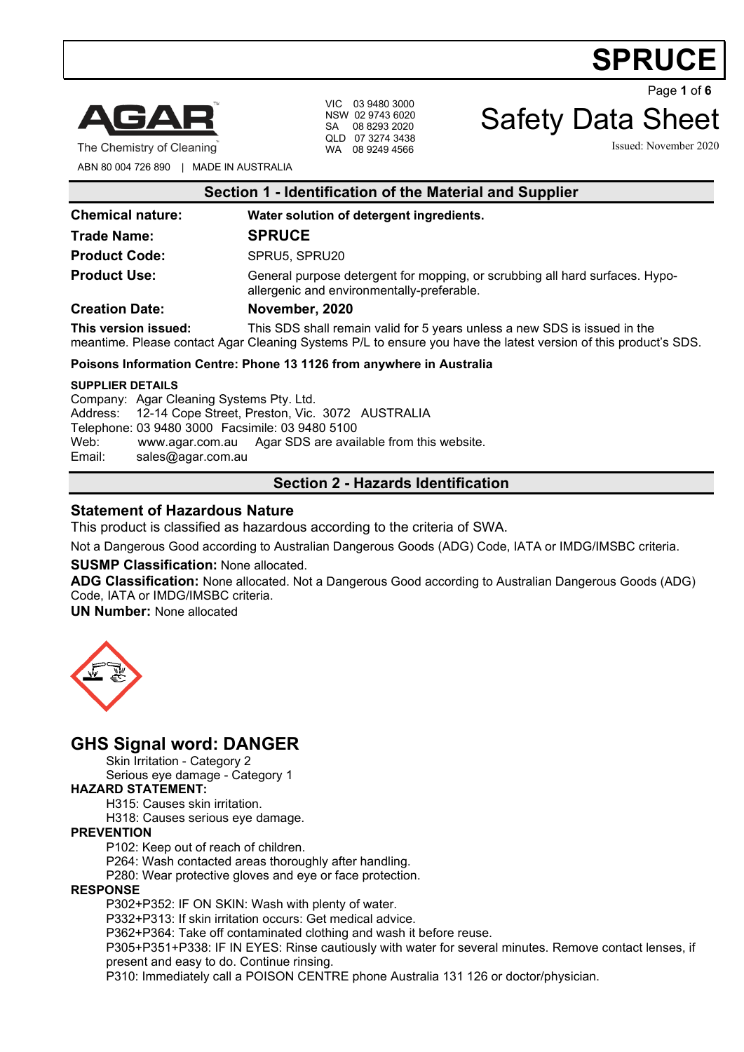# SPRUCE

**AGAR**
The Chemistry of Cleaning™

ABN 80 004 726 890 | MADE IN AUSTRALIA

VIC 03 9480 3000
NSW 02 9743 6020
SA 08 8293 2020
QLD 07 3274 3438
WA 08 9249 4566

# Safety Data Sheet

Issued: November 2020

## Section 1 - Identification of the Material and Supplier

**Chemical nature:** **Water solution of detergent ingredients.**

**Trade Name:** **SPRUCE**

**Product Code:** SPRU5, SPRU20

**Product Use:** General purpose detergent for mopping, or scrubbing all hard surfaces. Hypo-allergenic and environmentally-preferable.

**Creation Date:** **November, 2020**

**This version issued:** This SDS shall remain valid for 5 years unless a new SDS is issued in the meantime. Please contact Agar Cleaning Systems P/L to ensure you have the latest version of this product's SDS.

**Poisons Information Centre: Phone 13 1126 from anywhere in Australia**

**SUPPLIER DETAILS**

Company: Agar Cleaning Systems Pty. Ltd.
Address: 12-14 Cope Street, Preston, Vic. 3072 AUSTRALIA
Telephone: 03 9480 3000 Facsimile: 03 9480 5100
Web: www.agar.com.au Agar SDS are available from this website.
Email: sales@agar.com.au

## Section 2 - Hazards Identification

### Statement of Hazardous Nature

This product is classified as hazardous according to the criteria of SWA.

Not a Dangerous Good according to Australian Dangerous Goods (ADG) Code, IATA or IMDG/IMSBC criteria.

**SUSMP Classification:** None allocated.

**ADG Classification:** None allocated. Not a Dangerous Good according to Australian Dangerous Goods (ADG) Code, IATA or IMDG/IMSBC criteria.

**UN Number:** None allocated

### GHS Signal word: DANGER

Skin Irritation - Category 2
Serious eye damage - Category 1

**HAZARD STATEMENT:**

H315: Causes skin irritation.
H318: Causes serious eye damage.

**PREVENTION**

P102: Keep out of reach of children.
P264: Wash contacted areas thoroughly after handling.
P280: Wear protective gloves and eye or face protection.

**RESPONSE**

P302+P352: IF ON SKIN: Wash with plenty of water.
P332+P313: If skin irritation occurs: Get medical advice.
P362+P364: Take off contaminated clothing and wash it before reuse.
P305+P351+P338: IF IN EYES: Rinse cautiously with water for several minutes. Remove contact lenses, if present and easy to do. Continue rinsing.
P310: Immediately call a POISON CENTRE phone Australia 131 126 or doctor/physician.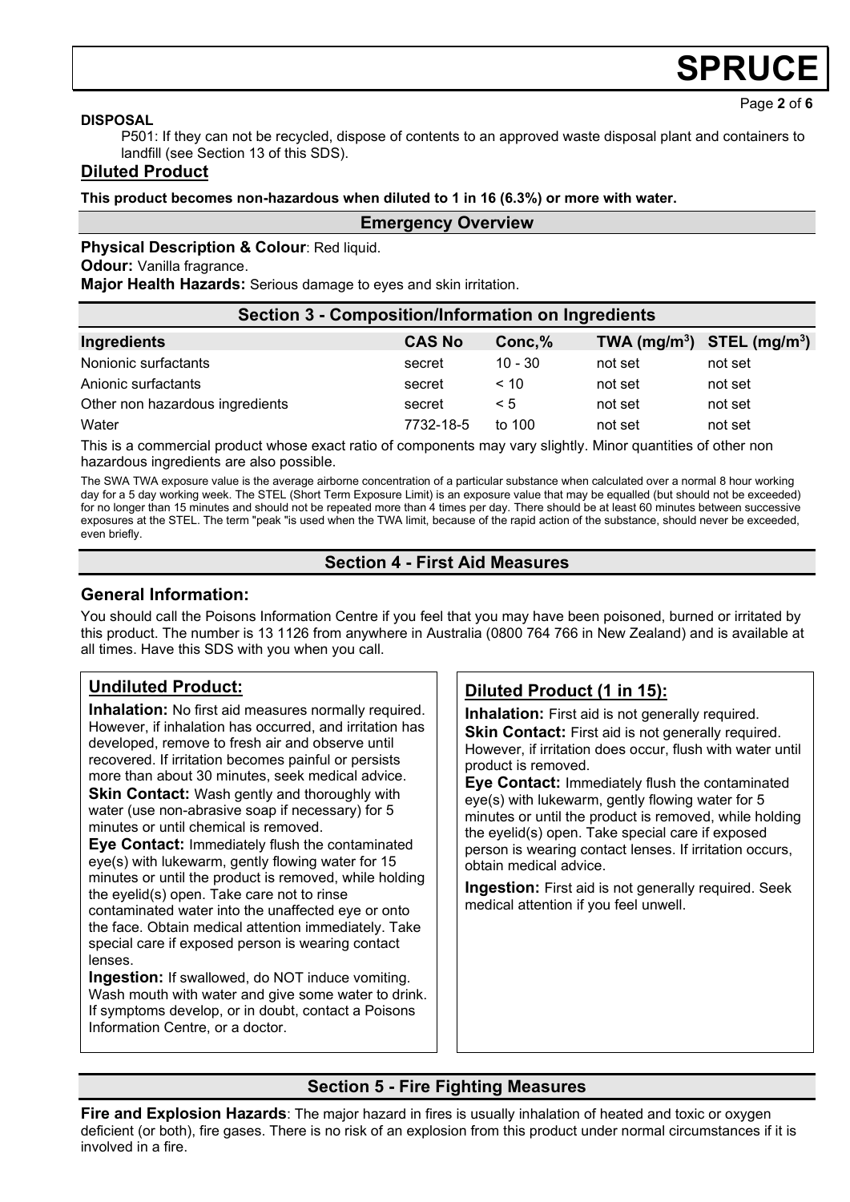**DISPOSAL**

P501: If they can not be recycled, dispose of contents to an approved waste disposal plant and containers to landfill (see Section 13 of this SDS).

## Diluted Product

**This product becomes non-hazardous when diluted to 1 in 16 (6.3%) or more with water.**

### Emergency Overview

**Physical Description & Colour**: Red liquid.

**Odour:** Vanilla fragrance.

**Major Health Hazards:** Serious damage to eyes and skin irritation.

## Section 3 - Composition/Information on Ingredients

| Ingredients | CAS No | Conc,% | TWA ($mg/m^3$) | STEL ($mg/m^3$) |
|---|---|---|---|---|
| Nonionic surfactants | secret | 10 - 30 | not set | not set |
| Anionic surfactants | secret | < 10 | not set | not set |
| Other non hazardous ingredients | secret | < 5 | not set | not set |
| Water | 7732-18-5 | to 100 | not set | not set |

This is a commercial product whose exact ratio of components may vary slightly. Minor quantities of other non hazardous ingredients are also possible.

The SWA TWA exposure value is the average airborne concentration of a particular substance when calculated over a normal 8 hour working day for a 5 day working week. The STEL (Short Term Exposure Limit) is an exposure value that may be equalled (but should not be exceeded) for no longer than 15 minutes and should not be repeated more than 4 times per day. There should be at least 60 minutes between successive exposures at the STEL. The term "peak "is used when the TWA limit, because of the rapid action of the substance, should never be exceeded, even briefly.

## Section 4 - First Aid Measures

### General Information:

You should call the Poisons Information Centre if you feel that you may have been poisoned, burned or irritated by this product. The number is 13 1126 from anywhere in Australia (0800 764 766 in New Zealand) and is available at all times. Have this SDS with you when you call.

### Undiluted Product:

**Inhalation:** No first aid measures normally required. However, if inhalation has occurred, and irritation has developed, remove to fresh air and observe until recovered. If irritation becomes painful or persists more than about 30 minutes, seek medical advice.

**Skin Contact:** Wash gently and thoroughly with water (use non-abrasive soap if necessary) for 5 minutes or until chemical is removed.

**Eye Contact:** Immediately flush the contaminated eye(s) with lukewarm, gently flowing water for 15 minutes or until the product is removed, while holding the eyelid(s) open. Take care not to rinse contaminated water into the unaffected eye or onto the face. Obtain medical attention immediately. Take special care if exposed person is wearing contact lenses.

**Ingestion:** If swallowed, do NOT induce vomiting. Wash mouth with water and give some water to drink. If symptoms develop, or in doubt, contact a Poisons Information Centre, or a doctor.

### Diluted Product (1 in 15):

**Inhalation:** First aid is not generally required.

**Skin Contact:** First aid is not generally required. However, if irritation does occur, flush with water until product is removed.

**Eye Contact:** Immediately flush the contaminated eye(s) with lukewarm, gently flowing water for 5 minutes or until the product is removed, while holding the eyelid(s) open. Take special care if exposed person is wearing contact lenses. If irritation occurs, obtain medical advice.

**Ingestion:** First aid is not generally required. Seek medical attention if you feel unwell.

## Section 5 - Fire Fighting Measures

**Fire and Explosion Hazards**: The major hazard in fires is usually inhalation of heated and toxic or oxygen deficient (or both), fire gases. There is no risk of an explosion from this product under normal circumstances if it is involved in a fire.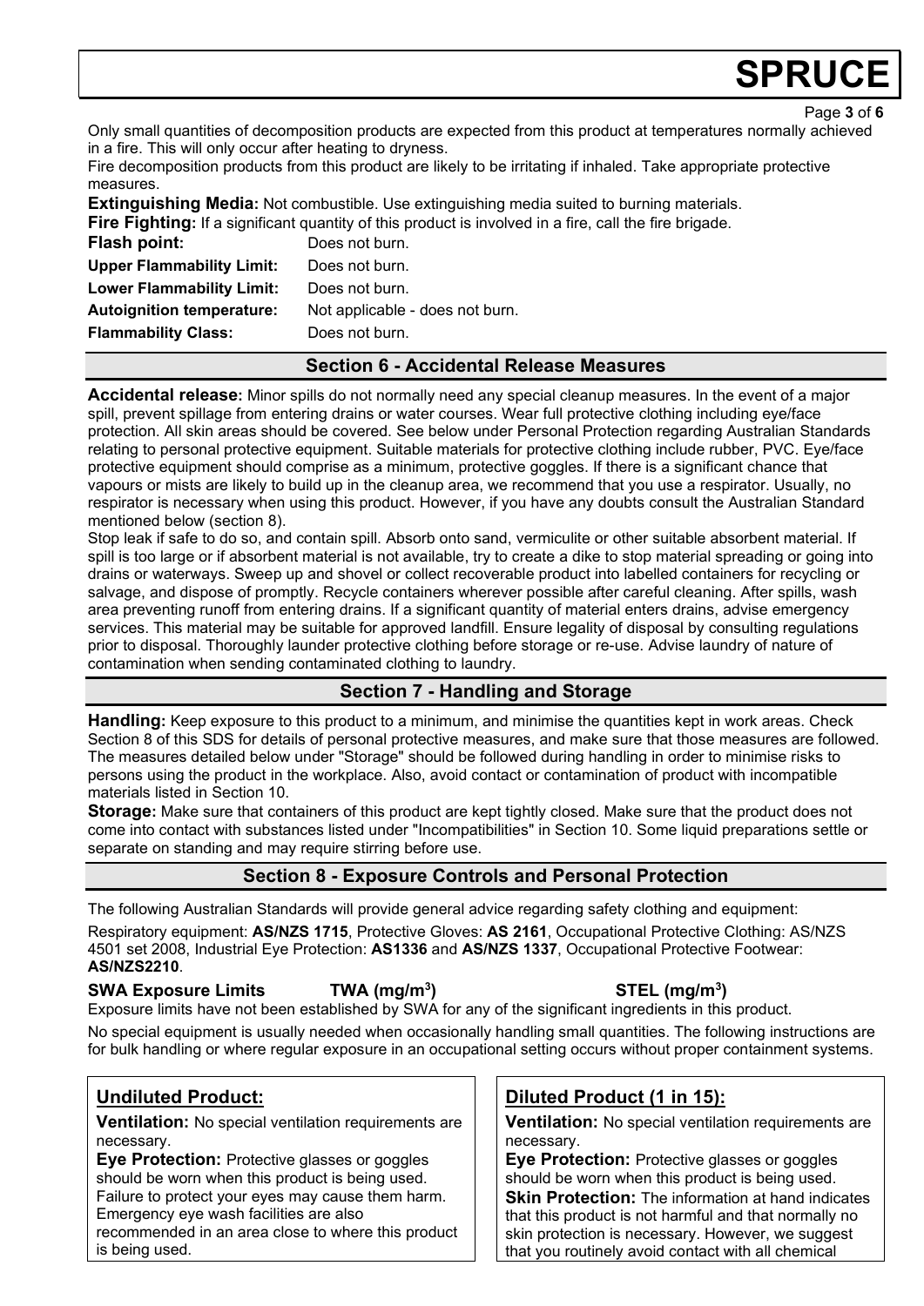Only small quantities of decomposition products are expected from this product at temperatures normally achieved in a fire. This will only occur after heating to dryness.

Fire decomposition products from this product are likely to be irritating if inhaled. Take appropriate protective measures.

**Extinguishing Media:** Not combustible. Use extinguishing media suited to burning materials.

**Fire Fighting:** If a significant quantity of this product is involved in a fire, call the fire brigade.

| | |
|---|---|
| **Flash point:** | Does not burn. |
| **Upper Flammability Limit:** | Does not burn. |
| **Lower Flammability Limit:** | Does not burn. |
| **Autoignition temperature:** | Not applicable - does not burn. |
| **Flammability Class:** | Does not burn. |

## Section 6 - Accidental Release Measures

**Accidental release:** Minor spills do not normally need any special cleanup measures. In the event of a major spill, prevent spillage from entering drains or water courses. Wear full protective clothing including eye/face protection. All skin areas should be covered. See below under Personal Protection regarding Australian Standards relating to personal protective equipment. Suitable materials for protective clothing include rubber, PVC. Eye/face protective equipment should comprise as a minimum, protective goggles. If there is a significant chance that vapours or mists are likely to build up in the cleanup area, we recommend that you use a respirator. Usually, no respirator is necessary when using this product. However, if you have any doubts consult the Australian Standard mentioned below (section 8).

Stop leak if safe to do so, and contain spill. Absorb onto sand, vermiculite or other suitable absorbent material. If spill is too large or if absorbent material is not available, try to create a dike to stop material spreading or going into drains or waterways. Sweep up and shovel or collect recoverable product into labelled containers for recycling or salvage, and dispose of promptly. Recycle containers wherever possible after careful cleaning. After spills, wash area preventing runoff from entering drains. If a significant quantity of material enters drains, advise emergency services. This material may be suitable for approved landfill. Ensure legality of disposal by consulting regulations prior to disposal. Thoroughly launder protective clothing before storage or re-use. Advise laundry of nature of contamination when sending contaminated clothing to laundry.

## Section 7 - Handling and Storage

**Handling:** Keep exposure to this product to a minimum, and minimise the quantities kept in work areas. Check Section 8 of this SDS for details of personal protective measures, and make sure that those measures are followed. The measures detailed below under "Storage" should be followed during handling in order to minimise risks to persons using the product in the workplace. Also, avoid contact or contamination of product with incompatible materials listed in Section 10.

**Storage:** Make sure that containers of this product are kept tightly closed. Make sure that the product does not come into contact with substances listed under "Incompatibilities" in Section 10. Some liquid preparations settle or separate on standing and may require stirring before use.

## Section 8 - Exposure Controls and Personal Protection

The following Australian Standards will provide general advice regarding safety clothing and equipment:

Respiratory equipment: **AS/NZS 1715**, Protective Gloves: **AS 2161**, Occupational Protective Clothing: AS/NZS 4501 set 2008, Industrial Eye Protection: **AS1336** and **AS/NZS 1337**, Occupational Protective Footwear: **AS/NZS2210**.

**SWA Exposure Limits** **TWA ($mg/m^3$)** **STEL ($mg/m^3$)**

Exposure limits have not been established by SWA for any of the significant ingredients in this product.

No special equipment is usually needed when occasionally handling small quantities. The following instructions are for bulk handling or where regular exposure in an occupational setting occurs without proper containment systems.

### Undiluted Product:

**Ventilation:** No special ventilation requirements are necessary.

**Eye Protection:** Protective glasses or goggles should be worn when this product is being used. Failure to protect your eyes may cause them harm. Emergency eye wash facilities are also recommended in an area close to where this product is being used.

### Diluted Product (1 in 15):

**Ventilation:** No special ventilation requirements are necessary.

**Eye Protection:** Protective glasses or goggles should be worn when this product is being used.

**Skin Protection:** The information at hand indicates that this product is not harmful and that normally no skin protection is necessary. However, we suggest that you routinely avoid contact with all chemical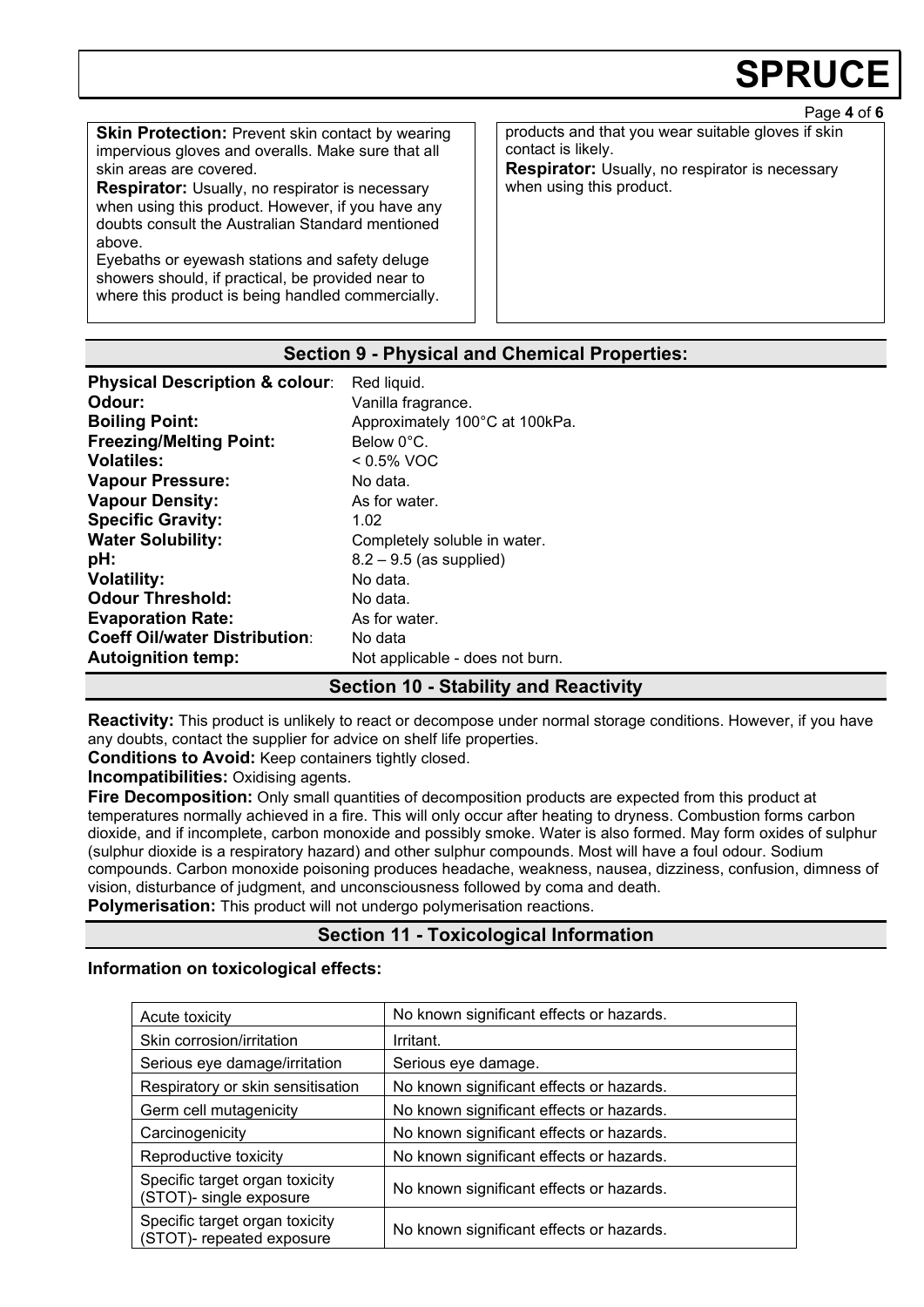**Skin Protection:** Prevent skin contact by wearing impervious gloves and overalls. Make sure that all skin areas are covered.

**Respirator:** Usually, no respirator is necessary when using this product. However, if you have any doubts consult the Australian Standard mentioned above.

Eyebaths or eyewash stations and safety deluge showers should, if practical, be provided near to where this product is being handled commercially.

products and that you wear suitable gloves if skin contact is likely.

**Respirator:** Usually, no respirator is necessary when using this product.

## Section 9 - Physical and Chemical Properties:

**Physical Description & colour**: Red liquid.
**Odour:** Vanilla fragrance.
**Boiling Point:** Approximately 100°C at 100kPa.
**Freezing/Melting Point:** Below 0°C.
**Volatiles:** < 0.5% VOC
**Vapour Pressure:** No data.
**Vapour Density:** As for water.
**Specific Gravity:** 1.02
**Water Solubility:** Completely soluble in water.
**pH:** 8.2 – 9.5 (as supplied)
**Volatility:** No data.
**Odour Threshold:** No data.
**Evaporation Rate:** As for water.
**Coeff Oil/water Distribution**: No data
**Autoignition temp:** Not applicable - does not burn.

## Section 10 - Stability and Reactivity

**Reactivity:** This product is unlikely to react or decompose under normal storage conditions. However, if you have any doubts, contact the supplier for advice on shelf life properties.

**Conditions to Avoid:** Keep containers tightly closed.

**Incompatibilities:** Oxidising agents.

**Fire Decomposition:** Only small quantities of decomposition products are expected from this product at temperatures normally achieved in a fire. This will only occur after heating to dryness. Combustion forms carbon dioxide, and if incomplete, carbon monoxide and possibly smoke. Water is also formed. May form oxides of sulphur (sulphur dioxide is a respiratory hazard) and other sulphur compounds. Most will have a foul odour. Sodium compounds. Carbon monoxide poisoning produces headache, weakness, nausea, dizziness, confusion, dimness of vision, disturbance of judgment, and unconsciousness followed by coma and death.

**Polymerisation:** This product will not undergo polymerisation reactions.

## Section 11 - Toxicological Information

**Information on toxicological effects:**

| Acute toxicity | No known significant effects or hazards. |
|---|---|
| Skin corrosion/irritation | Irritant. |
| Serious eye damage/irritation | Serious eye damage. |
| Respiratory or skin sensitisation | No known significant effects or hazards. |
| Germ cell mutagenicity | No known significant effects or hazards. |
| Carcinogenicity | No known significant effects or hazards. |
| Reproductive toxicity | No known significant effects or hazards. |
| Specific target organ toxicity (STOT)- single exposure | No known significant effects or hazards. |
| Specific target organ toxicity (STOT)- repeated exposure | No known significant effects or hazards. |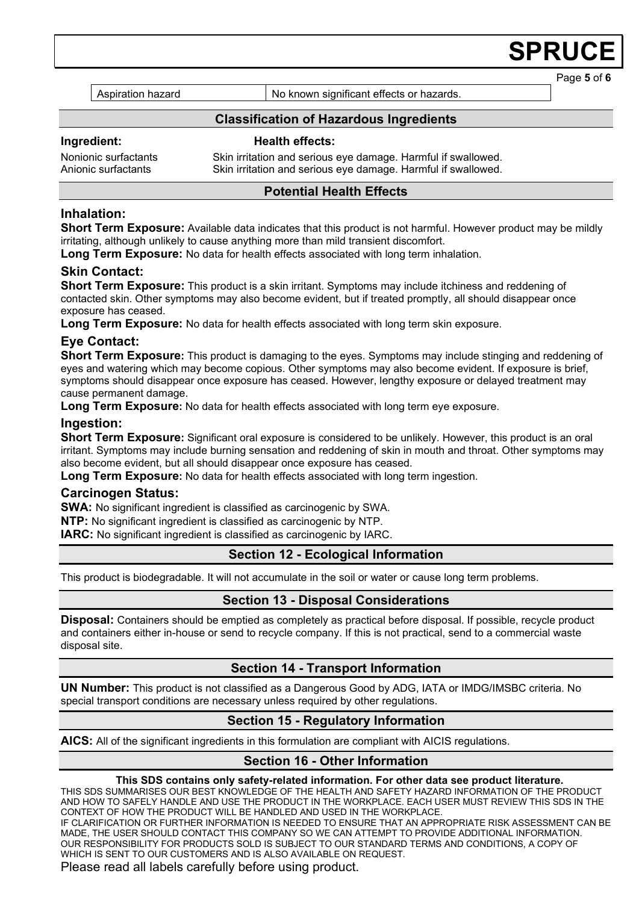| Aspiration hazard | No known significant effects or hazards. |
| --- | --- |

## Classification of Hazardous Ingredients

| Ingredient: | Health effects: |
| --- | --- |
| Nonionic surfactants | Skin irritation and serious eye damage. Harmful if swallowed. |
| Anionic surfactants | Skin irritation and serious eye damage. Harmful if swallowed. |

## Potential Health Effects

### Inhalation:

**Short Term Exposure:** Available data indicates that this product is not harmful. However product may be mildly irritating, although unlikely to cause anything more than mild transient discomfort.

**Long Term Exposure:** No data for health effects associated with long term inhalation.

### Skin Contact:

**Short Term Exposure:** This product is a skin irritant. Symptoms may include itchiness and reddening of contacted skin. Other symptoms may also become evident, but if treated promptly, all should disappear once exposure has ceased.

**Long Term Exposure:** No data for health effects associated with long term skin exposure.

### Eye Contact:

**Short Term Exposure:** This product is damaging to the eyes. Symptoms may include stinging and reddening of eyes and watering which may become copious. Other symptoms may also become evident. If exposure is brief, symptoms should disappear once exposure has ceased. However, lengthy exposure or delayed treatment may cause permanent damage.

**Long Term Exposure:** No data for health effects associated with long term eye exposure.

### Ingestion:

**Short Term Exposure:** Significant oral exposure is considered to be unlikely. However, this product is an oral irritant. Symptoms may include burning sensation and reddening of skin in mouth and throat. Other symptoms may also become evident, but all should disappear once exposure has ceased.

**Long Term Exposure:** No data for health effects associated with long term ingestion.

### Carcinogen Status:

**SWA:** No significant ingredient is classified as carcinogenic by SWA.

**NTP:** No significant ingredient is classified as carcinogenic by NTP.

**IARC:** No significant ingredient is classified as carcinogenic by IARC.

## Section 12 - Ecological Information

This product is biodegradable. It will not accumulate in the soil or water or cause long term problems.

## Section 13 - Disposal Considerations

**Disposal:** Containers should be emptied as completely as practical before disposal. If possible, recycle product and containers either in-house or send to recycle company. If this is not practical, send to a commercial waste disposal site.

## Section 14 - Transport Information

**UN Number:** This product is not classified as a Dangerous Good by ADG, IATA or IMDG/IMSBC criteria. No special transport conditions are necessary unless required by other regulations.

## Section 15 - Regulatory Information

**AICS:** All of the significant ingredients in this formulation are compliant with AICIS regulations.

## Section 16 - Other Information

**This SDS contains only safety-related information. For other data see product literature.**

THIS SDS SUMMARISES OUR BEST KNOWLEDGE OF THE HEALTH AND SAFETY HAZARD INFORMATION OF THE PRODUCT AND HOW TO SAFELY HANDLE AND USE THE PRODUCT IN THE WORKPLACE. EACH USER MUST REVIEW THIS SDS IN THE CONTEXT OF HOW THE PRODUCT WILL BE HANDLED AND USED IN THE WORKPLACE.

IF CLARIFICATION OR FURTHER INFORMATION IS NEEDED TO ENSURE THAT AN APPROPRIATE RISK ASSESSMENT CAN BE MADE, THE USER SHOULD CONTACT THIS COMPANY SO WE CAN ATTEMPT TO PROVIDE ADDITIONAL INFORMATION.

OUR RESPONSIBILITY FOR PRODUCTS SOLD IS SUBJECT TO OUR STANDARD TERMS AND CONDITIONS, A COPY OF WHICH IS SENT TO OUR CUSTOMERS AND IS ALSO AVAILABLE ON REQUEST.

Please read all labels carefully before using product.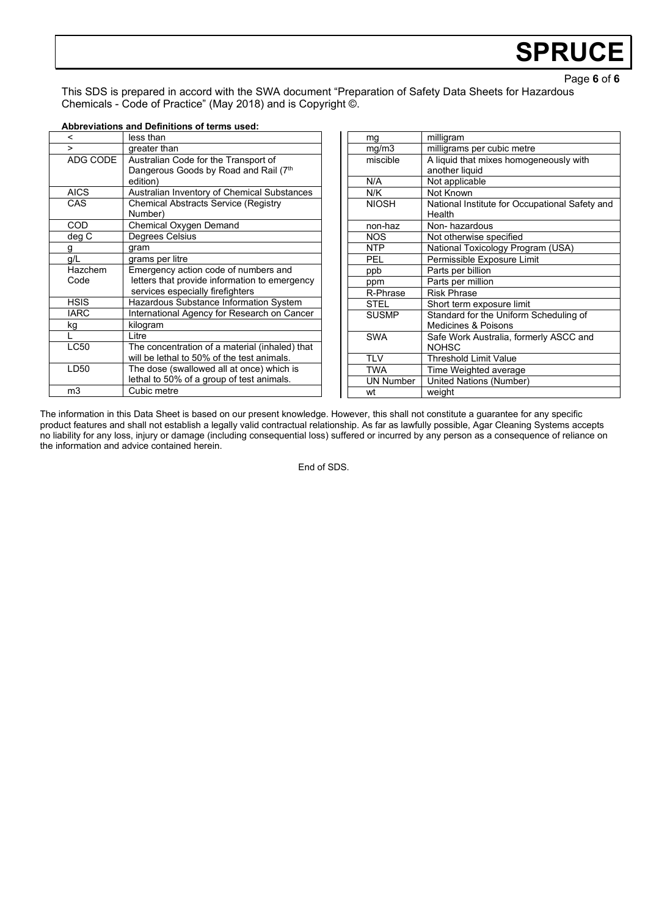This SDS is prepared in accord with the SWA document "Preparation of Safety Data Sheets for Hazardous Chemicals - Code of Practice" (May 2018) and is Copyright ©.

**Abbreviations and Definitions of terms used:**

| | |
|---|---|
| < | less than |
| > | greater than |
| ADG CODE | Australian Code for the Transport of Dangerous Goods by Road and Rail (7th edition) |
| AICS | Australian Inventory of Chemical Substances |
| CAS | Chemical Abstracts Service (Registry Number) |
| COD | Chemical Oxygen Demand |
| deg C | Degrees Celsius |
| g | gram |
| g/L | grams per litre |
| Hazchem Code | Emergency action code of numbers and letters that provide information to emergency services especially firefighters |
| HSIS | Hazardous Substance Information System |
| IARC | International Agency for Research on Cancer |
| kg | kilogram |
| L | Litre |
| LC50 | The concentration of a material (inhaled) that will be lethal to 50% of the test animals. |
| LD50 | The dose (swallowed all at once) which is lethal to 50% of a group of test animals. |
| m3 | Cubic metre |
| mg | milligram |
| mg/m3 | milligrams per cubic metre |
| miscible | A liquid that mixes homogeneously with another liquid |
| N/A | Not applicable |
| N/K | Not Known |
| NIOSH | National Institute for Occupational Safety and Health |
| non-haz | Non- hazardous |
| NOS | Not otherwise specified |
| NTP | National Toxicology Program (USA) |
| PEL | Permissible Exposure Limit |
| ppb | Parts per billion |
| ppm | Parts per million |
| R-Phrase | Risk Phrase |
| STEL | Short term exposure limit |
| SUSMP | Standard for the Uniform Scheduling of Medicines & Poisons |
| SWA | Safe Work Australia, formerly ASCC and NOHSC |
| TLV | Threshold Limit Value |
| TWA | Time Weighted average |
| UN Number | United Nations (Number) |
| wt | weight |

The information in this Data Sheet is based on our present knowledge. However, this shall not constitute a guarantee for any specific product features and shall not establish a legally valid contractual relationship. As far as lawfully possible, Agar Cleaning Systems accepts no liability for any loss, injury or damage (including consequential loss) suffered or incurred by any person as a consequence of reliance on the information and advice contained herein.

End of SDS.